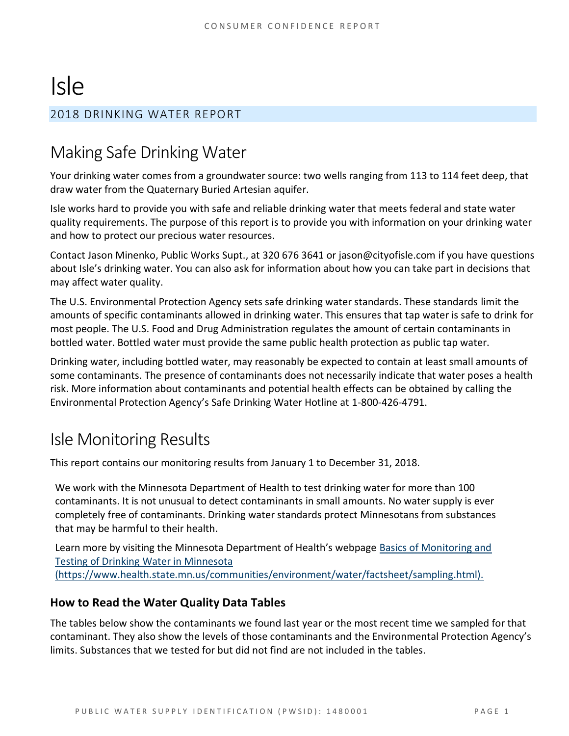# Isle

## 2018 DRINKING WATER REPORT

## Making Safe Drinking Water

Your drinking water comes from a groundwater source: two wells ranging from 113 to 114 feet deep, that draw water from the Quaternary Buried Artesian aquifer.

Isle works hard to provide you with safe and reliable drinking water that meets federal and state water quality requirements. The purpose of this report is to provide you with information on your drinking water and how to protect our precious water resources.

Contact Jason Minenko, Public Works Supt., at 320 676 3641 or jason@cityofisle.com if you have questions about Isle's drinking water. You can also ask for information about how you can take part in decisions that may affect water quality.

The U.S. Environmental Protection Agency sets safe drinking water standards. These standards limit the amounts of specific contaminants allowed in drinking water. This ensures that tap water is safe to drink for most people. The U.S. Food and Drug Administration regulates the amount of certain contaminants in bottled water. Bottled water must provide the same public health protection as public tap water.

Drinking water, including bottled water, may reasonably be expected to contain at least small amounts of some contaminants. The presence of contaminants does not necessarily indicate that water poses a health risk. More information about contaminants and potential health effects can be obtained by calling the Environmental Protection Agency's Safe Drinking Water Hotline at 1-800-426-4791.

## Isle Monitoring Results

This report contains our monitoring results from January 1 to December 31, 2018.

We work with the Minnesota Department of Health to test drinking water for more than 100 contaminants. It is not unusual to detect contaminants in small amounts. No water supply is ever completely free of contaminants. Drinking water standards protect Minnesotans from substances that may be harmful to their health.

Learn more by visiting the Minnesota Department of Health's webpage [Basics of Monitoring and Testing of Drinking Water in Minnesota (https://www.health.state.mn.us/communities/environment/water/factsheet/sampling.html).](https://www.health.state.mn.us/communities/environment/water/factsheet/sampling.html)

### How to Read the Water Quality Data Tables

The tables below show the contaminants we found last year or the most recent time we sampled for that contaminant. They also show the levels of those contaminants and the Environmental Protection Agency's limits. Substances that we tested for but did not find are not included in the tables.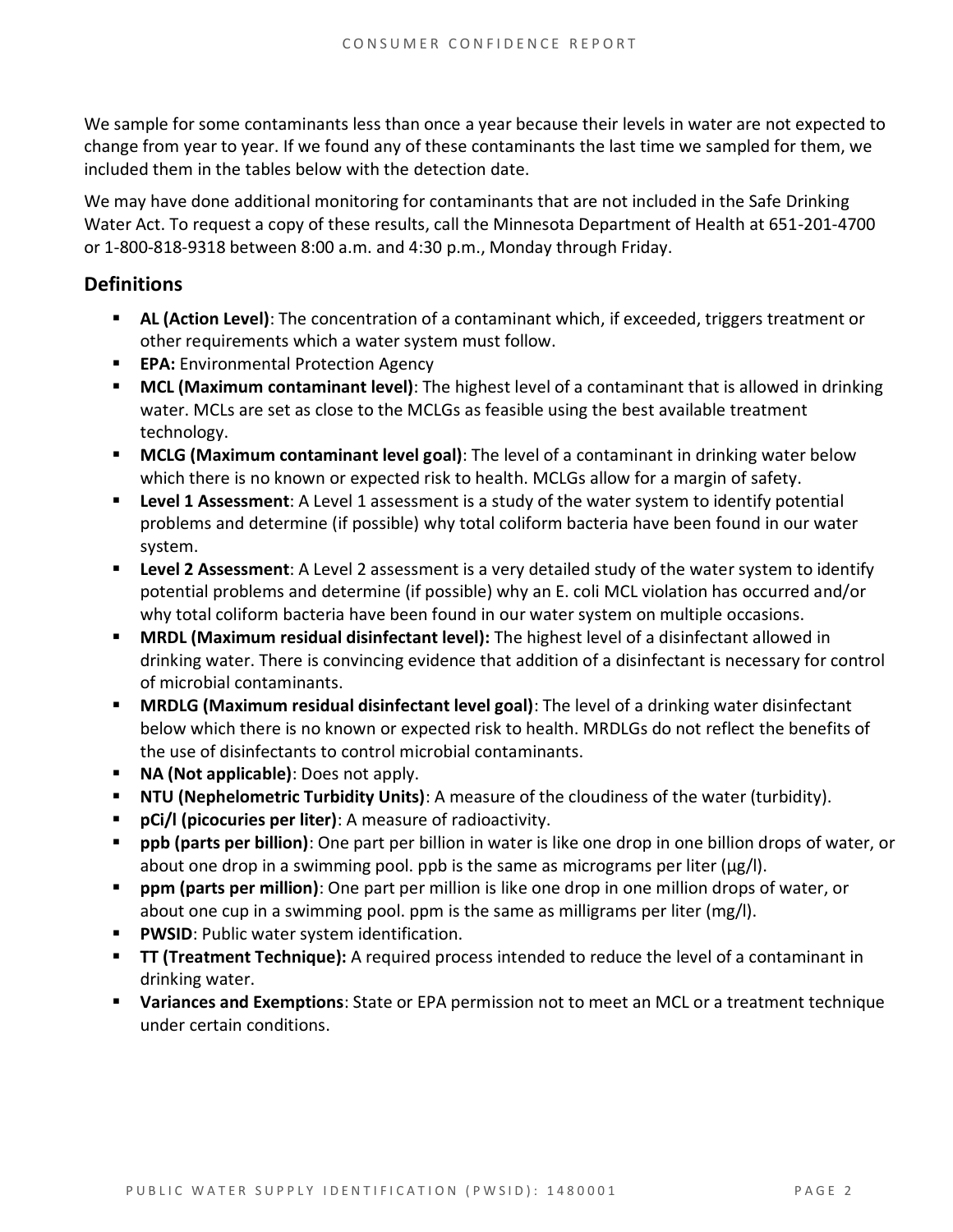We sample for some contaminants less than once a year because their levels in water are not expected to change from year to year. If we found any of these contaminants the last time we sampled for them, we included them in the tables below with the detection date.

We may have done additional monitoring for contaminants that are not included in the Safe Drinking Water Act. To request a copy of these results, call the Minnesota Department of Health at 651-201-4700 or 1-800-818-9318 between 8:00 a.m. and 4:30 p.m., Monday through Friday.

## Definitions

- **AL (Action Level)**: The concentration of a contaminant which, if exceeded, triggers treatment or other requirements which a water system must follow.
- **EPA:** Environmental Protection Agency
- **MCL (Maximum contaminant level)**: The highest level of a contaminant that is allowed in drinking water. MCLs are set as close to the MCLGs as feasible using the best available treatment technology.
- **MCLG (Maximum contaminant level goal)**: The level of a contaminant in drinking water below which there is no known or expected risk to health. MCLGs allow for a margin of safety.
- **Level 1 Assessment**: A Level 1 assessment is a study of the water system to identify potential problems and determine (if possible) why total coliform bacteria have been found in our water system.
- **Level 2 Assessment**: A Level 2 assessment is a very detailed study of the water system to identify potential problems and determine (if possible) why an E. coli MCL violation has occurred and/or why total coliform bacteria have been found in our water system on multiple occasions.
- **MRDL (Maximum residual disinfectant level):** The highest level of a disinfectant allowed in drinking water. There is convincing evidence that addition of a disinfectant is necessary for control of microbial contaminants.
- **MRDLG (Maximum residual disinfectant level goal)**: The level of a drinking water disinfectant below which there is no known or expected risk to health. MRDLGs do not reflect the benefits of the use of disinfectants to control microbial contaminants.
- **NA (Not applicable)**: Does not apply.
- **NTU (Nephelometric Turbidity Units)**: A measure of the cloudiness of the water (turbidity).
- **pCi/l (picocuries per liter)**: A measure of radioactivity.
- **ppb (parts per billion)**: One part per billion in water is like one drop in one billion drops of water, or about one drop in a swimming pool. ppb is the same as micrograms per liter (μg/l).
- **ppm (parts per million)**: One part per million is like one drop in one million drops of water, or about one cup in a swimming pool. ppm is the same as milligrams per liter (mg/l).
- **PWSID**: Public water system identification.
- **TT (Treatment Technique):** A required process intended to reduce the level of a contaminant in drinking water.
- **Variances and Exemptions**: State or EPA permission not to meet an MCL or a treatment technique under certain conditions.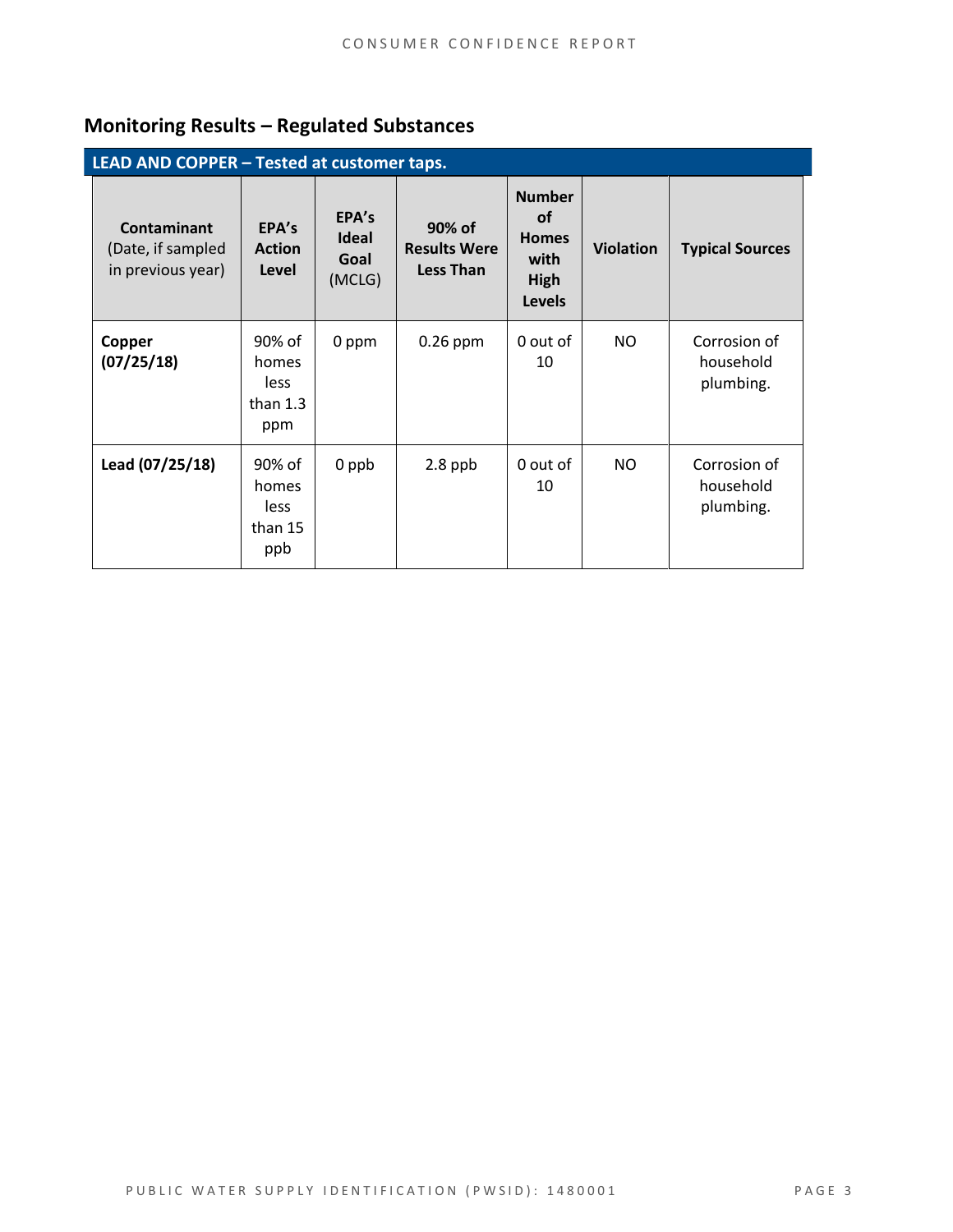## Monitoring Results – Regulated Substances

| LEAD AND COPPER – Tested at customer taps. | | | | | | |
|---|---|---|---|---|---|---|
| **Contaminant** (Date, if sampled in previous year) | **EPA's Action Level** | **EPA's Ideal Goal** (MCLG) | **90% of Results Were Less Than** | **Number of Homes with High Levels** | **Violation** | **Typical Sources** |
| **Copper (07/25/18)** | 90% of homes less than 1.3 ppm | 0 ppm | 0.26 ppm | 0 out of 10 | NO | Corrosion of household plumbing. |
| **Lead (07/25/18)** | 90% of homes less than 15 ppb | 0 ppb | 2.8 ppb | 0 out of 10 | NO | Corrosion of household plumbing. |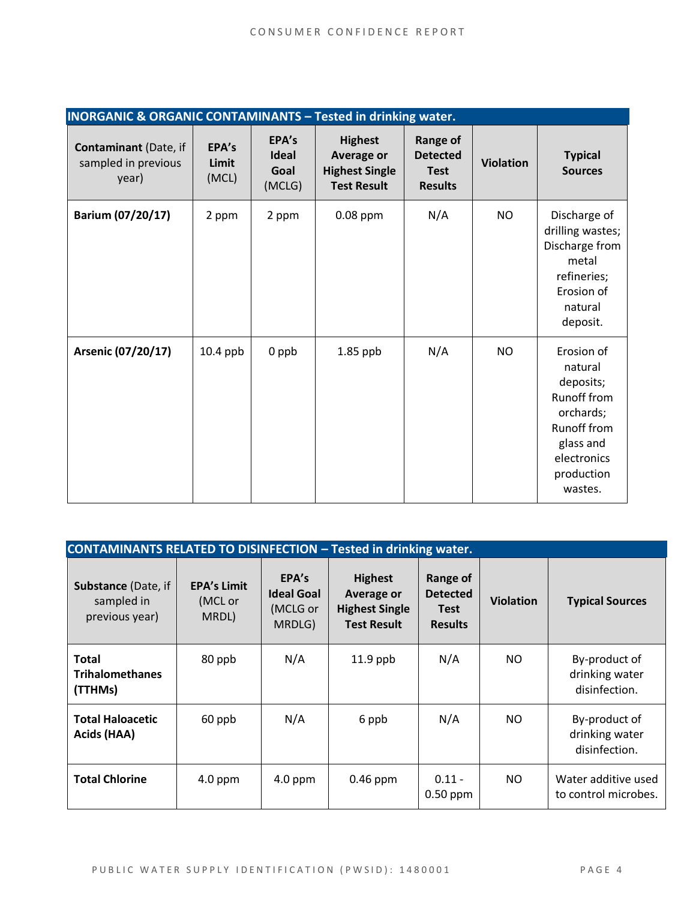| INORGANIC & ORGANIC CONTAMINANTS – Tested in drinking water. | | | | | | |
|---|---|---|---|---|---|---|
| **Contaminant** (Date, if sampled in previous year) | **EPA's Limit** (MCL) | **EPA's Ideal Goal** (MCLG) | **Highest Average or Highest Single Test Result** | **Range of Detected Test Results** | **Violation** | **Typical Sources** |
| **Barium (07/20/17)** | 2 ppm | 2 ppm | 0.08 ppm | N/A | NO | Discharge of drilling wastes; Discharge from metal refineries; Erosion of natural deposit. |
| **Arsenic (07/20/17)** | 10.4 ppb | 0 ppb | 1.85 ppb | N/A | NO | Erosion of natural deposits; Runoff from orchards; Runoff from glass and electronics production wastes. |

| CONTAMINANTS RELATED TO DISINFECTION – Tested in drinking water. | | | | | | |
|---|---|---|---|---|---|---|
| **Substance** (Date, if sampled in previous year) | **EPA's Limit** (MCL or MRDL) | **EPA's Ideal Goal** (MCLG or MRDLG) | **Highest Average or Highest Single Test Result** | **Range of Detected Test Results** | **Violation** | **Typical Sources** |
| **Total Trihalomethanes (TTHMs)** | 80 ppb | N/A | 11.9 ppb | N/A | NO | By-product of drinking water disinfection. |
| **Total Haloacetic Acids (HAA)** | 60 ppb | N/A | 6 ppb | N/A | NO | By-product of drinking water disinfection. |
| **Total Chlorine** | 4.0 ppm | 4.0 ppm | 0.46 ppm | 0.11 - 0.50 ppm | NO | Water additive used to control microbes. |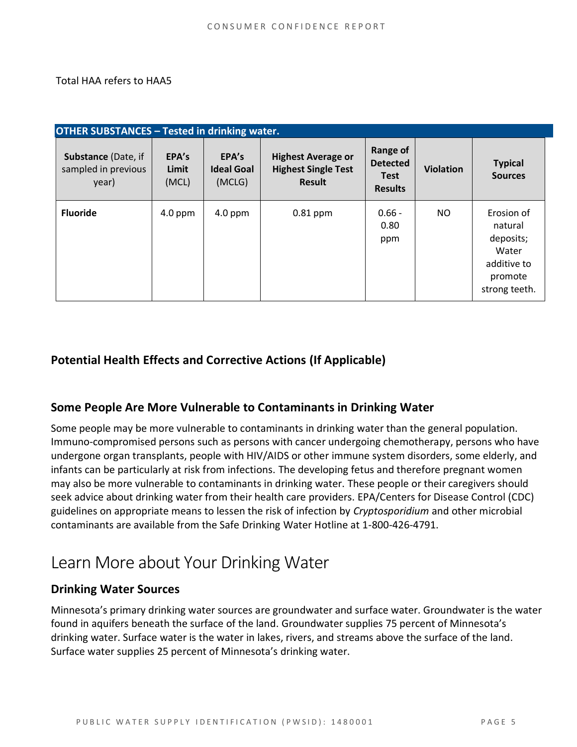Total HAA refers to HAA5

| OTHER SUBSTANCES – Tested in drinking water. | | | | | | |
|---|---|---|---|---|---|---|
| **Substance** (Date, if sampled in previous year) | **EPA's Limit** (MCL) | **EPA's Ideal Goal** (MCLG) | **Highest Average or Highest Single Test Result** | **Range of Detected Test Results** | **Violation** | **Typical Sources** |
| **Fluoride** | 4.0 ppm | 4.0 ppm | 0.81 ppm | 0.66 - 0.80 ppm | NO | Erosion of natural deposits; Water additive to promote strong teeth. |

### Potential Health Effects and Corrective Actions (If Applicable)

### Some People Are More Vulnerable to Contaminants in Drinking Water

Some people may be more vulnerable to contaminants in drinking water than the general population. Immuno-compromised persons such as persons with cancer undergoing chemotherapy, persons who have undergone organ transplants, people with HIV/AIDS or other immune system disorders, some elderly, and infants can be particularly at risk from infections. The developing fetus and therefore pregnant women may also be more vulnerable to contaminants in drinking water. These people or their caregivers should seek advice about drinking water from their health care providers. EPA/Centers for Disease Control (CDC) guidelines on appropriate means to lessen the risk of infection by *Cryptosporidium* and other microbial contaminants are available from the Safe Drinking Water Hotline at 1-800-426-4791.

## Learn More about Your Drinking Water

### Drinking Water Sources

Minnesota's primary drinking water sources are groundwater and surface water. Groundwater is the water found in aquifers beneath the surface of the land. Groundwater supplies 75 percent of Minnesota's drinking water. Surface water is the water in lakes, rivers, and streams above the surface of the land. Surface water supplies 25 percent of Minnesota's drinking water.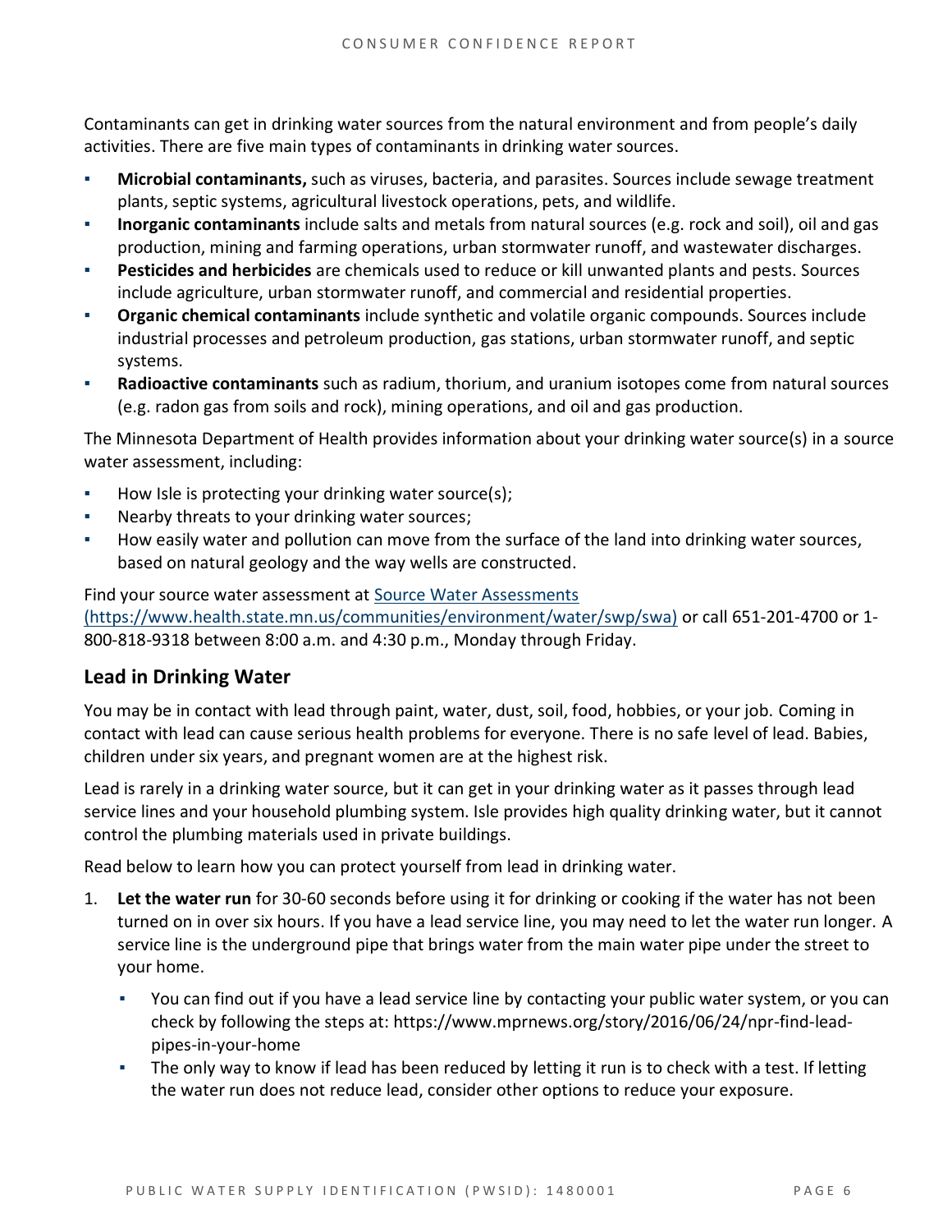Contaminants can get in drinking water sources from the natural environment and from people's daily activities. There are five main types of contaminants in drinking water sources.

- **Microbial contaminants,** such as viruses, bacteria, and parasites. Sources include sewage treatment plants, septic systems, agricultural livestock operations, pets, and wildlife.
- **Inorganic contaminants** include salts and metals from natural sources (e.g. rock and soil), oil and gas production, mining and farming operations, urban stormwater runoff, and wastewater discharges.
- **Pesticides and herbicides** are chemicals used to reduce or kill unwanted plants and pests. Sources include agriculture, urban stormwater runoff, and commercial and residential properties.
- **Organic chemical contaminants** include synthetic and volatile organic compounds. Sources include industrial processes and petroleum production, gas stations, urban stormwater runoff, and septic systems.
- **Radioactive contaminants** such as radium, thorium, and uranium isotopes come from natural sources (e.g. radon gas from soils and rock), mining operations, and oil and gas production.

The Minnesota Department of Health provides information about your drinking water source(s) in a source water assessment, including:

- How Isle is protecting your drinking water source(s);
- Nearby threats to your drinking water sources;
- How easily water and pollution can move from the surface of the land into drinking water sources, based on natural geology and the way wells are constructed.

Find your source water assessment at [Source Water Assessments (https://www.health.state.mn.us/communities/environment/water/swp/swa)](https://www.health.state.mn.us/communities/environment/water/swp/swa) or call 651-201-4700 or 1-800-818-9318 between 8:00 a.m. and 4:30 p.m., Monday through Friday.

## Lead in Drinking Water

You may be in contact with lead through paint, water, dust, soil, food, hobbies, or your job. Coming in contact with lead can cause serious health problems for everyone. There is no safe level of lead. Babies, children under six years, and pregnant women are at the highest risk.

Lead is rarely in a drinking water source, but it can get in your drinking water as it passes through lead service lines and your household plumbing system. Isle provides high quality drinking water, but it cannot control the plumbing materials used in private buildings.

Read below to learn how you can protect yourself from lead in drinking water.

1. **Let the water run** for 30-60 seconds before using it for drinking or cooking if the water has not been turned on in over six hours. If you have a lead service line, you may need to let the water run longer. A service line is the underground pipe that brings water from the main water pipe under the street to your home.
   - You can find out if you have a lead service line by contacting your public water system, or you can check by following the steps at: https://www.mprnews.org/story/2016/06/24/npr-find-lead-pipes-in-your-home
   - The only way to know if lead has been reduced by letting it run is to check with a test. If letting the water run does not reduce lead, consider other options to reduce your exposure.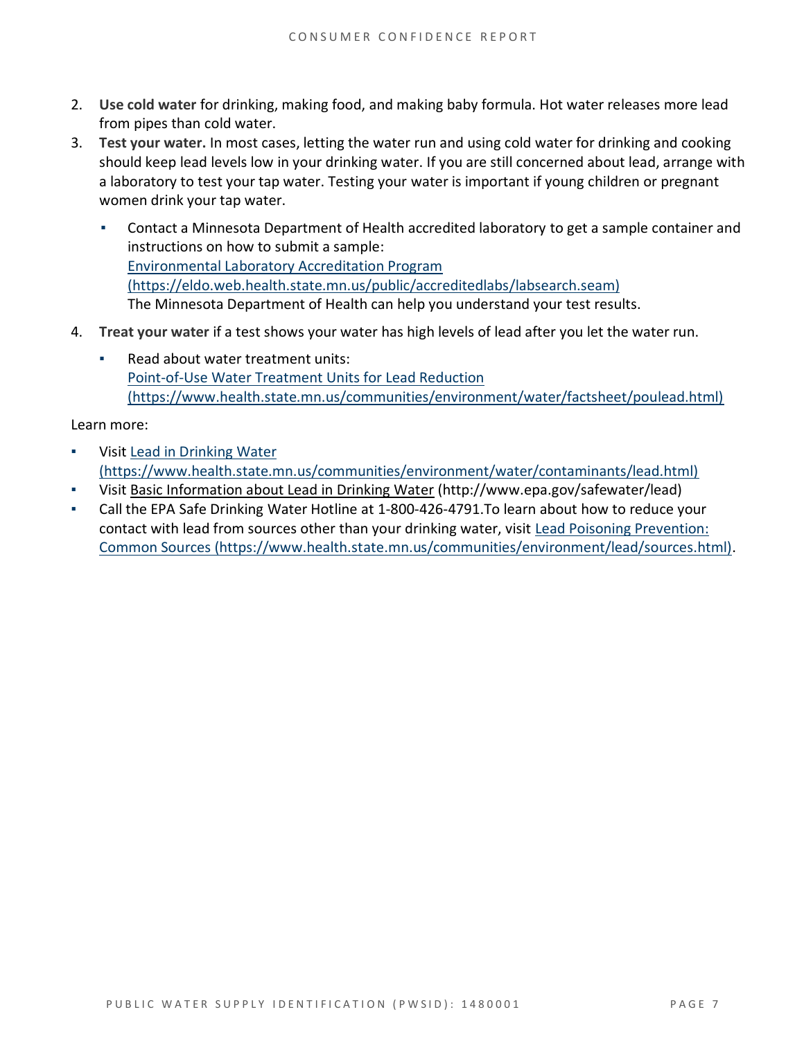2. **Use cold water** for drinking, making food, and making baby formula. Hot water releases more lead from pipes than cold water.
3. **Test your water.** In most cases, letting the water run and using cold water for drinking and cooking should keep lead levels low in your drinking water. If you are still concerned about lead, arrange with a laboratory to test your tap water. Testing your water is important if young children or pregnant women drink your tap water.
   - Contact a Minnesota Department of Health accredited laboratory to get a sample container and instructions on how to submit a sample:
     [Environmental Laboratory Accreditation Program (https://eldo.web.health.state.mn.us/public/accreditedlabs/labsearch.seam)](https://eldo.web.health.state.mn.us/public/accreditedlabs/labsearch.seam)
     The Minnesota Department of Health can help you understand your test results.
4. **Treat your water** if a test shows your water has high levels of lead after you let the water run.
   - Read about water treatment units:
     [Point-of-Use Water Treatment Units for Lead Reduction (https://www.health.state.mn.us/communities/environment/water/factsheet/poulead.html)](https://www.health.state.mn.us/communities/environment/water/factsheet/poulead.html)

Learn more:

- Visit [Lead in Drinking Water (https://www.health.state.mn.us/communities/environment/water/contaminants/lead.html)](https://www.health.state.mn.us/communities/environment/water/contaminants/lead.html)
- Visit Basic Information about Lead in Drinking Water (http://www.epa.gov/safewater/lead)
- Call the EPA Safe Drinking Water Hotline at 1-800-426-4791.To learn about how to reduce your contact with lead from sources other than your drinking water, visit [Lead Poisoning Prevention: Common Sources (https://www.health.state.mn.us/communities/environment/lead/sources.html)](https://www.health.state.mn.us/communities/environment/lead/sources.html).